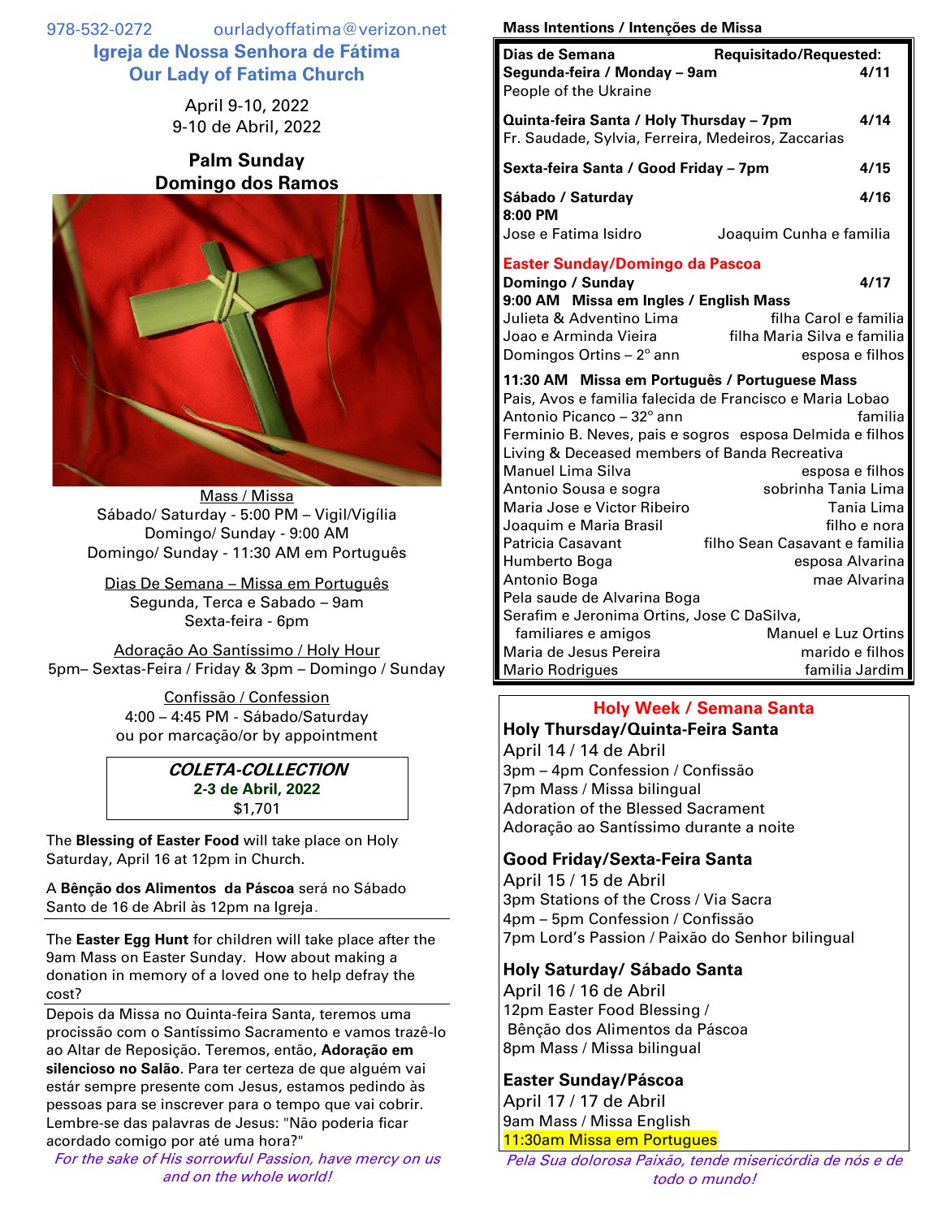978-532-0272 ourladyoffatima@verizon.net

# Igreja de Nossa Senhora de Fátima
# Our Lady of Fatima Church

April 9-10, 2022
9-10 de Abril, 2022

## Palm Sunday
## Domingo dos Ramos

Mass / Missa
Sábado/ Saturday - 5:00 PM – Vigil/Vigília
Domingo/ Sunday - 9:00 AM
Domingo/ Sunday - 11:30 AM em Português

Dias De Semana – Missa em Português
Segunda, Terca e Sabado – 9am
Sexta-feira - 6pm

Adoração Ao Santíssimo / Holy Hour
5pm– Sextas-Feira / Friday & 3pm – Domingo / Sunday

Confissão / Confession
4:00 – 4:45 PM - Sábado/Saturday
ou por marcação/or by appointment

***COLETA-COLLECTION***
**2-3 de Abril, 2022**
$1,701

The **Blessing of Easter Food** will take place on Holy Saturday, April 16 at 12pm in Church.

A **Bênção dos Alimentos da Páscoa** será no Sábado Santo de 16 de Abril às 12pm na Igreja.

The **Easter Egg Hunt** for children will take place after the 9am Mass on Easter Sunday. How about making a donation in memory of a loved one to help defray the cost?

Depois da Missa no Quinta-feira Santa, teremos uma procissão com o Santíssimo Sacramento e vamos trazê-lo ao Altar de Reposição. Teremos, então, **Adoração em silencioso no Salão**. Para ter certeza de que alguém vai estár sempre presente com Jesus, estamos pedindo às pessoas para se inscrever para o tempo que vai cobrir. Lembre-se das palavras de Jesus: "Não poderia ficar acordado comigo por até uma hora?"

*For the sake of His sorrowful Passion, have mercy on us and on the whole world!*

**Mass Intentions / Intenções de Missa**

**Dias de Semana** **Requisitado/Requested:**

**Segunda-feira / Monday – 9am** **4/11**
People of the Ukraine

**Quinta-feira Santa / Holy Thursday – 7pm** **4/14**
Fr. Saudade, Sylvia, Ferreira, Medeiros, Zaccarias

**Sexta-feira Santa / Good Friday – 7pm** **4/15**

**Sábado / Saturday** **4/16**
**8:00 PM**

| | |
|---|---|
| Jose e Fatima Isidro | Joaquim Cunha e familia |

**Easter Sunday/Domingo da Pascoa**
**Domingo / Sunday** **4/17**
**9:00 AM Missa em Ingles / English Mass**

| | |
|---|---|
| Julieta & Adventino Lima | filha Carol e familia |
| Joao e Arminda Vieira | filha Maria Silva e familia |
| Domingos Ortins – 2° ann | esposa e filhos |

**11:30 AM Missa em Português / Portuguese Mass**

| | |
|---|---|
| Pais, Avos e familia falecida de Francisco e Maria Lobao | |
| Antonio Picanco – 32° ann | familia |
| Ferminio B. Neves, pais e sogros | esposa Delmida e filhos |
| Living & Deceased members of Banda Recreativa | |
| Manuel Lima Silva | esposa e filhos |
| Antonio Sousa e sogra | sobrinha Tania Lima |
| Maria Jose e Victor Ribeiro | Tania Lima |
| Joaquim e Maria Brasil | filho e nora |
| Patricia Casavant | filho Sean Casavant e familia |
| Humberto Boga | esposa Alvarina |
| Antonio Boga | mae Alvarina |
| Pela saude de Alvarina Boga | |
| Serafim e Jeronima Ortins, Jose C DaSilva, familiares e amigos | Manuel e Luz Ortins |
| Maria de Jesus Pereira | marido e filhos |
| Mario Rodrigues | familia Jardim |

## Holy Week / Semana Santa

### Holy Thursday/Quinta-Feira Santa
April 14 / 14 de Abril
3pm – 4pm Confession / Confissão
7pm Mass / Missa bilingual
Adoration of the Blessed Sacrament
Adoração ao Santíssimo durante a noite

### Good Friday/Sexta-Feira Santa
April 15 / 15 de Abril
3pm Stations of the Cross / Via Sacra
4pm – 5pm Confession / Confissão
7pm Lord's Passion / Paixão do Senhor bilingual

### Holy Saturday/ Sábado Santa
April 16 / 16 de Abril
12pm Easter Food Blessing /
Bênção dos Alimentos da Páscoa
8pm Mass / Missa bilingual

### Easter Sunday/Páscoa
April 17 / 17 de Abril
9am Mass / Missa English
11:30am Missa em Portugues

*Pela Sua dolorosa Paixão, tende misericórdia de nós e de todo o mundo!*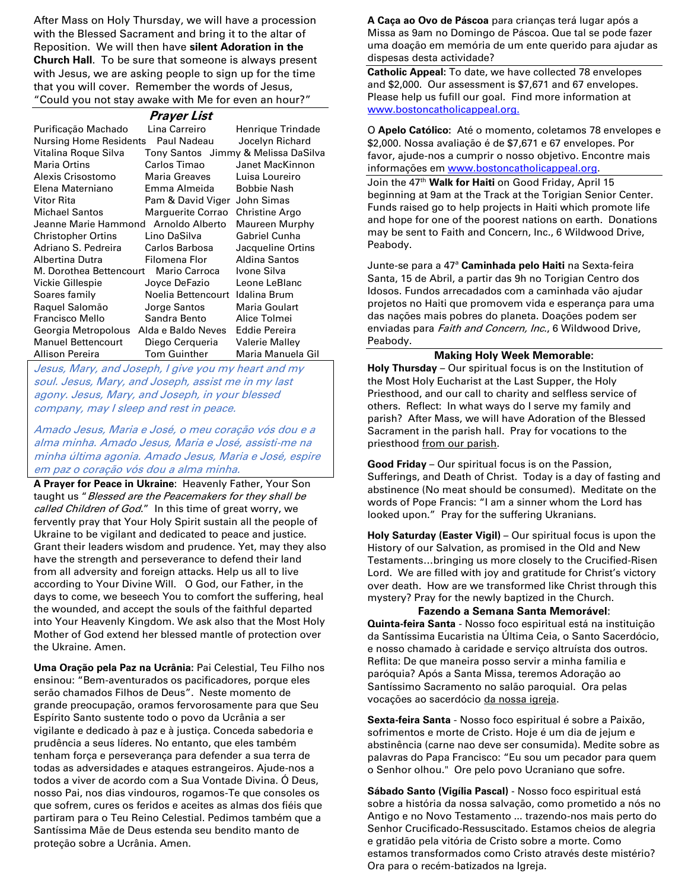After Mass on Holy Thursday, we will have a procession with the Blessed Sacrament and bring it to the altar of Reposition. We will then have **silent Adoration in the Church Hall**. To be sure that someone is always present with Jesus, we are asking people to sign up for the time that you will cover. Remember the words of Jesus, "Could you not stay awake with Me for even an hour?"

## *Prayer List*

| | | |
|---|---|---|
| Purificação Machado | Lina Carreiro | Henrique Trindade |
| Nursing Home Residents | Paul Nadeau | Jocelyn Richard |
| Vitalina Roque Silva | Tony Santos | Jimmy & Melissa DaSilva |
| Maria Ortins | Carlos Timao | Janet MacKinnon |
| Alexis Crisostomo | Maria Greaves | Luisa Loureiro |
| Elena Materniano | Emma Almeida | Bobbie Nash |
| Vitor Rita | Pam & David Viger | John Simas |
| Michael Santos | Marguerite Corrao | Christine Argo |
| Jeanne Marie Hammond | Arnoldo Alberto | Maureen Murphy |
| Christopher Ortins | Lino DaSilva | Gabriel Cunha |
| Adriano S. Pedreira | Carlos Barbosa | Jacqueline Ortins |
| Albertina Dutra | Filomena Flor | Aldina Santos |
| M. Dorothea Bettencourt | Mario Carroca | Ivone Silva |
| Vickie Gillespie | Joyce DeFazio | Leone LeBlanc |
| Soares family | Noelia Bettencourt | Idalina Brum |
| Raquel Salomão | Jorge Santos | Maria Goulart |
| Francisco Mello | Sandra Bento | Alice Tolmei |
| Georgia Metropolous | Alda e Baldo Neves | Eddie Pereira |
| Manuel Bettencourt | Diego Cerqueria | Valerie Malley |
| Allison Pereira | Tom Guinther | Maria Manuela Gil |

*Jesus, Mary, and Joseph, I give you my heart and my soul. Jesus, Mary, and Joseph, assist me in my last agony. Jesus, Mary, and Joseph, in your blessed company, may I sleep and rest in peace.*

*Amado Jesus, Maria e José, o meu coração vós dou e a alma minha. Amado Jesus, Maria e José, assisti-me na minha última agonia. Amado Jesus, Maria e José, espire em paz o coração vós dou a alma minha.*

**A Prayer for Peace in Ukraine**: Heavenly Father, Your Son taught us "*Blessed are the Peacemakers for they shall be called Children of God*." In this time of great worry, we fervently pray that Your Holy Spirit sustain all the people of Ukraine to be vigilant and dedicated to peace and justice. Grant their leaders wisdom and prudence. Yet, may they also have the strength and perseverance to defend their land from all adversity and foreign attacks. Help us all to live according to Your Divine Will. O God, our Father, in the days to come, we beseech You to comfort the suffering, heal the wounded, and accept the souls of the faithful departed into Your Heavenly Kingdom. We ask also that the Most Holy Mother of God extend her blessed mantle of protection over the Ukraine. Amen.

**Uma Oração pela Paz na Ucrânia:** Pai Celestial, Teu Filho nos ensinou: "Bem-aventurados os pacificadores, porque eles serão chamados Filhos de Deus". Neste momento de grande preocupação, oramos fervorosamente para que Seu Espírito Santo sustente todo o povo da Ucrânia a ser vigilante e dedicado à paz e à justiça. Conceda sabedoria e prudência a seus líderes. No entanto, que eles também tenham força e perseverança para defender a sua terra de todas as adversidades e ataques estrangeiros. Ajude-nos a todos a viver de acordo com a Sua Vontade Divina. Ó Deus, nosso Pai, nos dias vindouros, rogamos-Te que consoles os que sofrem, cures os feridos e aceites as almas dos fiéis que partiram para o Teu Reino Celestial. Pedimos também que a Santíssima Mãe de Deus estenda seu bendito manto de proteção sobre a Ucrânia. Amen.

**A Caça ao Ovo de Páscoa** para crianças terá lugar após a Missa as 9am no Domingo de Páscoa. Que tal se pode fazer uma doação em memória de um ente querido para ajudar as dispesas desta actividade?

**Catholic Appeal**: To date, we have collected 78 envelopes and $2,000. Our assessment is $7,671 and 67 envelopes. Please help us fufill our goal. Find more information at www.bostoncatholicappeal.org.

O **Apelo Católico:** Até o momento, coletamos 78 envelopes e $2,000. Nossa avaliação é de $7,671 e 67 envelopes. Por favor, ajude-nos a cumprir o nosso objetivo. Encontre mais informações em www.bostoncatholicappeal.org.

Join the 47th **Walk for Haiti** on Good Friday, April 15 beginning at 9am at the Track at the Torigian Senior Center. Funds raised go to help projects in Haiti which promote life and hope for one of the poorest nations on earth. Donations may be sent to Faith and Concern, Inc., 6 Wildwood Drive, Peabody.

Junte-se para a 47ª **Caminhada pelo Haiti** na Sexta-feira Santa, 15 de Abril, a partir das 9h no Torigian Centro dos Idosos. Fundos arrecadados com a caminhada vão ajudar projetos no Haiti que promovem vida e esperança para uma das nações mais pobres do planeta. Doações podem ser enviadas para *Faith and Concern, Inc.*, 6 Wildwood Drive, Peabody.

### Making Holy Week Memorable:

**Holy Thursday** – Our spiritual focus is on the Institution of the Most Holy Eucharist at the Last Supper, the Holy Priesthood, and our call to charity and selfless service of others. Reflect: In what ways do I serve my family and parish? After Mass, we will have Adoration of the Blessed Sacrament in the parish hall. Pray for vocations to the priesthood from our parish.

**Good Friday** – Our spiritual focus is on the Passion, Sufferings, and Death of Christ. Today is a day of fasting and abstinence (No meat should be consumed). Meditate on the words of Pope Francis: "I am a sinner whom the Lord has looked upon." Pray for the suffering Ukranians.

**Holy Saturday (Easter Vigil)** – Our spiritual focus is upon the History of our Salvation, as promised in the Old and New Testaments…bringing us more closely to the Crucified-Risen Lord. We are filled with joy and gratitude for Christ's victory over death. How are we transformed like Christ through this mystery? Pray for the newly baptized in the Church.

### Fazendo a Semana Santa Memorável:

**Quinta-feira Santa** - Nosso foco espiritual está na instituição da Santíssima Eucaristia na Última Ceia, o Santo Sacerdócio, e nosso chamado à caridade e serviço altruísta dos outros. Reflita: De que maneira posso servir a minha familia e paróquia? Após a Santa Missa, teremos Adoração ao Santíssimo Sacramento no salão paroquial. Ora pelas vocações ao sacerdócio da nossa igreja.

**Sexta-feira Santa** - Nosso foco espiritual é sobre a Paixão, sofrimentos e morte de Cristo. Hoje é um dia de jejum e abstinência (carne nao deve ser consumida). Medite sobre as palavras do Papa Francisco: "Eu sou um pecador para quem o Senhor olhou." Ore pelo povo Ucraniano que sofre.

**Sábado Santo (Vigília Pascal)** - Nosso foco espiritual está sobre a história da nossa salvação, como prometido a nós no Antigo e no Novo Testamento ... trazendo-nos mais perto do Senhor Crucificado-Ressuscitado. Estamos cheios de alegria e gratidão pela vitória de Cristo sobre a morte. Como estamos transformados como Cristo através deste mistério? Ora para o recém-batizados na Igreja.